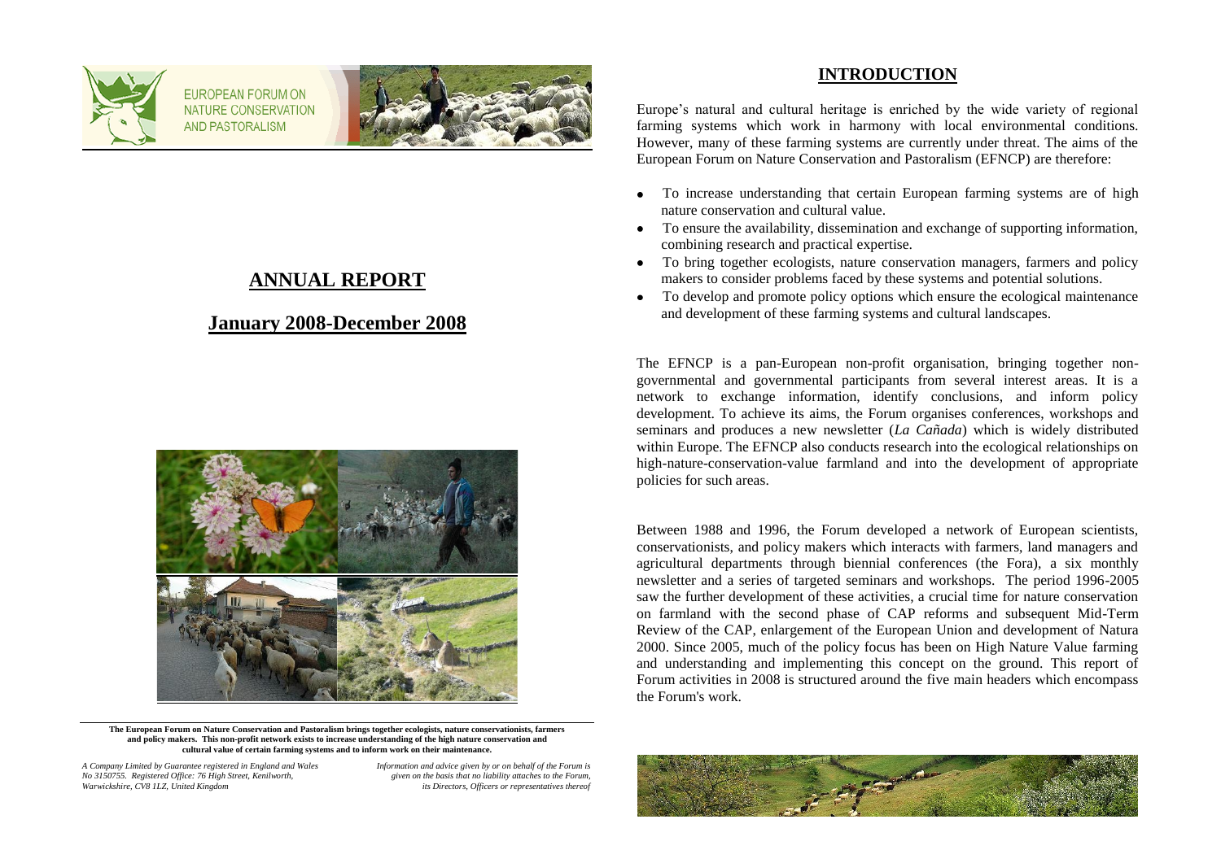EUROPEAN FORUM ON NATURE CONSERVATION AND PASTORALISM

# ANNUAL REPORT

## January 2008-December 2008

**The European Forum on Nature Conservation and Pastoralism brings together ecologists, nature conservationists, farmers and policy makers. This non-profit network exists to increase understanding of the high nature conservation and cultural value of certain farming systems and to inform work on their maintenance.**

*A Company Limited by Guarantee registered in England and Wales No 3150755. Registered Office: 76 High Street, Kenilworth, Warwickshire, CV8 1LZ, United Kingdom*

*Information and advice given by or on behalf of the Forum is given on the basis that no liability attaches to the Forum, its Directors, Officers or representatives thereof*

## INTRODUCTION

Europe's natural and cultural heritage is enriched by the wide variety of regional farming systems which work in harmony with local environmental conditions. However, many of these farming systems are currently under threat. The aims of the European Forum on Nature Conservation and Pastoralism (EFNCP) are therefore:

- To increase understanding that certain European farming systems are of high nature conservation and cultural value.
- To ensure the availability, dissemination and exchange of supporting information, combining research and practical expertise.
- To bring together ecologists, nature conservation managers, farmers and policy makers to consider problems faced by these systems and potential solutions.
- To develop and promote policy options which ensure the ecological maintenance and development of these farming systems and cultural landscapes.

The EFNCP is a pan-European non-profit organisation, bringing together non-governmental and governmental participants from several interest areas. It is a network to exchange information, identify conclusions, and inform policy development. To achieve its aims, the Forum organises conferences, workshops and seminars and produces a new newsletter (*La Cañada*) which is widely distributed within Europe. The EFNCP also conducts research into the ecological relationships on high-nature-conservation-value farmland and into the development of appropriate policies for such areas.

Between 1988 and 1996, the Forum developed a network of European scientists, conservationists, and policy makers which interacts with farmers, land managers and agricultural departments through biennial conferences (the Fora), a six monthly newsletter and a series of targeted seminars and workshops. The period 1996-2005 saw the further development of these activities, a crucial time for nature conservation on farmland with the second phase of CAP reforms and subsequent Mid-Term Review of the CAP, enlargement of the European Union and development of Natura 2000. Since 2005, much of the policy focus has been on High Nature Value farming and understanding and implementing this concept on the ground. This report of Forum activities in 2008 is structured around the five main headers which encompass the Forum's work.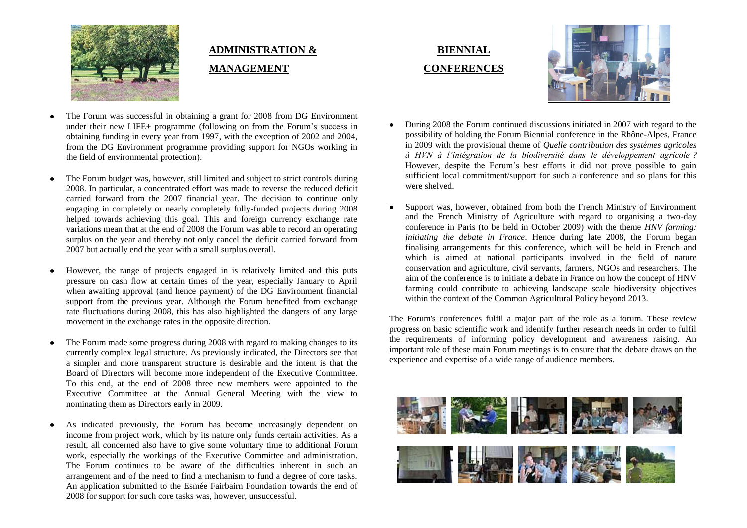## ADMINISTRATION & MANAGEMENT

- The Forum was successful in obtaining a grant for 2008 from DG Environment under their new LIFE+ programme (following on from the Forum's success in obtaining funding in every year from 1997, with the exception of 2002 and 2004, from the DG Environment programme providing support for NGOs working in the field of environmental protection).

- The Forum budget was, however, still limited and subject to strict controls during 2008. In particular, a concentrated effort was made to reverse the reduced deficit carried forward from the 2007 financial year. The decision to continue only engaging in completely or nearly completely fully-funded projects during 2008 helped towards achieving this goal. This and foreign currency exchange rate variations mean that at the end of 2008 the Forum was able to record an operating surplus on the year and thereby not only cancel the deficit carried forward from 2007 but actually end the year with a small surplus overall.

- However, the range of projects engaged in is relatively limited and this puts pressure on cash flow at certain times of the year, especially January to April when awaiting approval (and hence payment) of the DG Environment financial support from the previous year. Although the Forum benefited from exchange rate fluctuations during 2008, this has also highlighted the dangers of any large movement in the exchange rates in the opposite direction.

- The Forum made some progress during 2008 with regard to making changes to its currently complex legal structure. As previously indicated, the Directors see that a simpler and more transparent structure is desirable and the intent is that the Board of Directors will become more independent of the Executive Committee. To this end, at the end of 2008 three new members were appointed to the Executive Committee at the Annual General Meeting with the view to nominating them as Directors early in 2009.

- As indicated previously, the Forum has become increasingly dependent on income from project work, which by its nature only funds certain activities. As a result, all concerned also have to give some voluntary time to additional Forum work, especially the workings of the Executive Committee and administration. The Forum continues to be aware of the difficulties inherent in such an arrangement and of the need to find a mechanism to fund a degree of core tasks. An application submitted to the Esmée Fairbairn Foundation towards the end of 2008 for support for such core tasks was, however, unsuccessful.

## BIENNIAL CONFERENCES

- During 2008 the Forum continued discussions initiated in 2007 with regard to the possibility of holding the Forum Biennial conference in the Rhône-Alpes, France in 2009 with the provisional theme of *Quelle contribution des systèmes agricoles à HVN à l'intégration de la biodiversité dans le développement agricole ?* However, despite the Forum's best efforts it did not prove possible to gain sufficient local commitment/support for such a conference and so plans for this were shelved.

- Support was, however, obtained from both the French Ministry of Environment and the French Ministry of Agriculture with regard to organising a two-day conference in Paris (to be held in October 2009) with the theme *HNV farming: initiating the debate in France*. Hence during late 2008, the Forum began finalising arrangements for this conference, which will be held in French and which is aimed at national participants involved in the field of nature conservation and agriculture, civil servants, farmers, NGOs and researchers. The aim of the conference is to initiate a debate in France on how the concept of HNV farming could contribute to achieving landscape scale biodiversity objectives within the context of the Common Agricultural Policy beyond 2013.

The Forum's conferences fulfil a major part of the role as a forum. These review progress on basic scientific work and identify further research needs in order to fulfil the requirements of informing policy development and awareness raising. An important role of these main Forum meetings is to ensure that the debate draws on the experience and expertise of a wide range of audience members.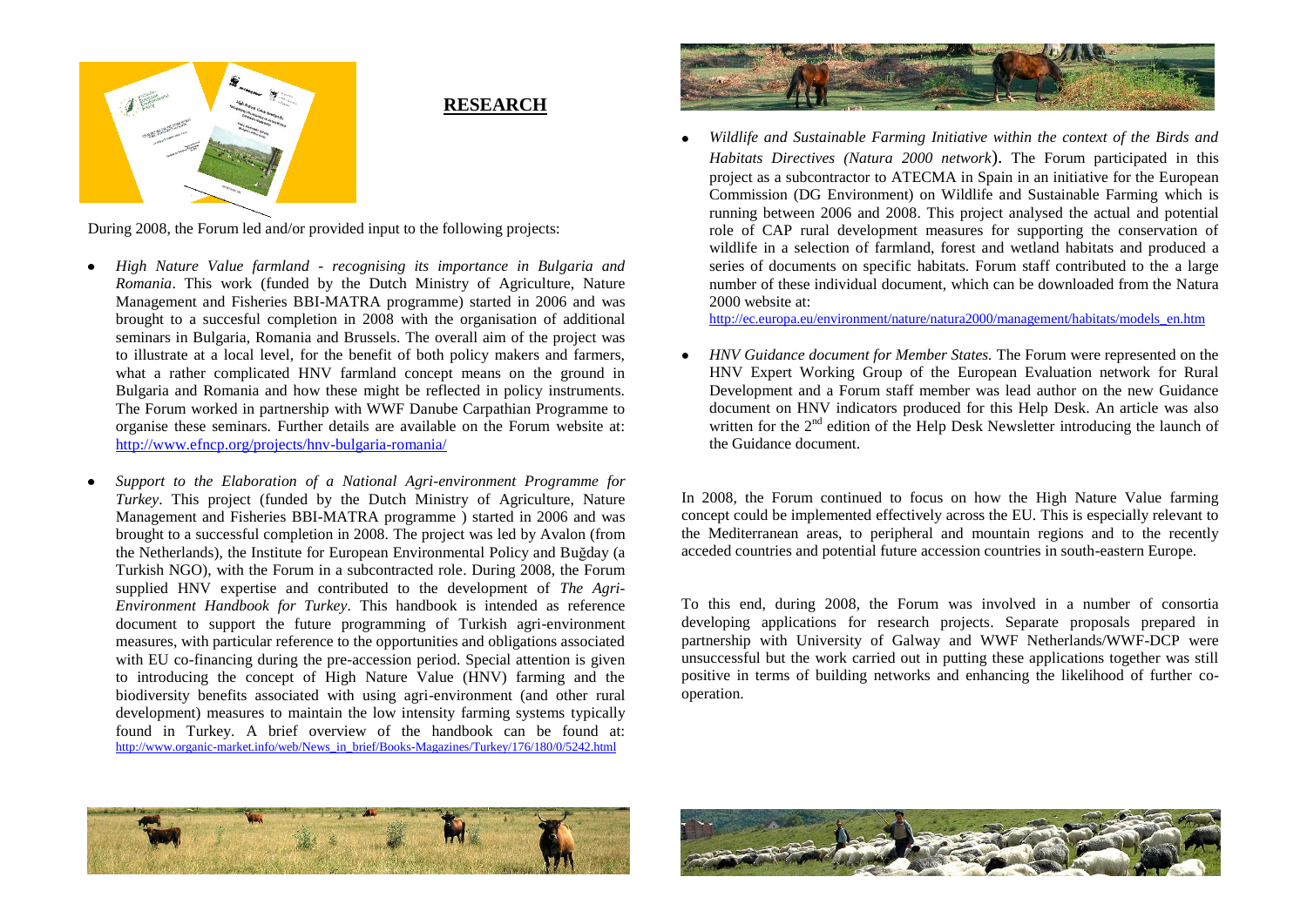## RESEARCH

During 2008, the Forum led and/or provided input to the following projects:

- *High Nature Value farmland - recognising its importance in Bulgaria and Romania*. This work (funded by the Dutch Ministry of Agriculture, Nature Management and Fisheries BBI-MATRA programme) started in 2006 and was brought to a succesful completion in 2008 with the organisation of additional seminars in Bulgaria, Romania and Brussels. The overall aim of the project was to illustrate at a local level, for the benefit of both policy makers and farmers, what a rather complicated HNV farmland concept means on the ground in Bulgaria and Romania and how these might be reflected in policy instruments. The Forum worked in partnership with WWF Danube Carpathian Programme to organise these seminars. Further details are available on the Forum website at: http://www.efncp.org/projects/hnv-bulgaria-romania/

- *Support to the Elaboration of a National Agri-environment Programme for Turkey*. This project (funded by the Dutch Ministry of Agriculture, Nature Management and Fisheries BBI-MATRA programme ) started in 2006 and was brought to a successful completion in 2008. The project was led by Avalon (from the Netherlands), the Institute for European Environmental Policy and Buğday (a Turkish NGO), with the Forum in a subcontracted role. During 2008, the Forum supplied HNV expertise and contributed to the development of *The Agri-Environment Handbook for Turkey*. This handbook is intended as reference document to support the future programming of Turkish agri-environment measures, with particular reference to the opportunities and obligations associated with EU co-financing during the pre-accession period. Special attention is given to introducing the concept of High Nature Value (HNV) farming and the biodiversity benefits associated with using agri-environment (and other rural development) measures to maintain the low intensity farming systems typically found in Turkey. A brief overview of the handbook can be found at: http://www.organic-market.info/web/News_in_brief/Books-Magazines/Turkey/176/180/0/5242.html

- *Wildlife and Sustainable Farming Initiative within the context of the Birds and Habitats Directives (Natura 2000 network)*. The Forum participated in this project as a subcontractor to ATECMA in Spain in an initiative for the European Commission (DG Environment) on Wildlife and Sustainable Farming which is running between 2006 and 2008. This project analysed the actual and potential role of CAP rural development measures for supporting the conservation of wildlife in a selection of farmland, forest and wetland habitats and produced a series of documents on specific habitats. Forum staff contributed to the a large number of these individual document, which can be downloaded from the Natura 2000 website at: http://ec.europa.eu/environment/nature/natura2000/management/habitats/models_en.htm

- *HNV Guidance document for Member States.* The Forum were represented on the HNV Expert Working Group of the European Evaluation network for Rural Development and a Forum staff member was lead author on the new Guidance document on HNV indicators produced for this Help Desk. An article was also written for the 2nd edition of the Help Desk Newsletter introducing the launch of the Guidance document.

In 2008, the Forum continued to focus on how the High Nature Value farming concept could be implemented effectively across the EU. This is especially relevant to the Mediterranean areas, to peripheral and mountain regions and to the recently acceded countries and potential future accession countries in south-eastern Europe.

To this end, during 2008, the Forum was involved in a number of consortia developing applications for research projects. Separate proposals prepared in partnership with University of Galway and WWF Netherlands/WWF-DCP were unsuccessful but the work carried out in putting these applications together was still positive in terms of building networks and enhancing the likelihood of further co-operation.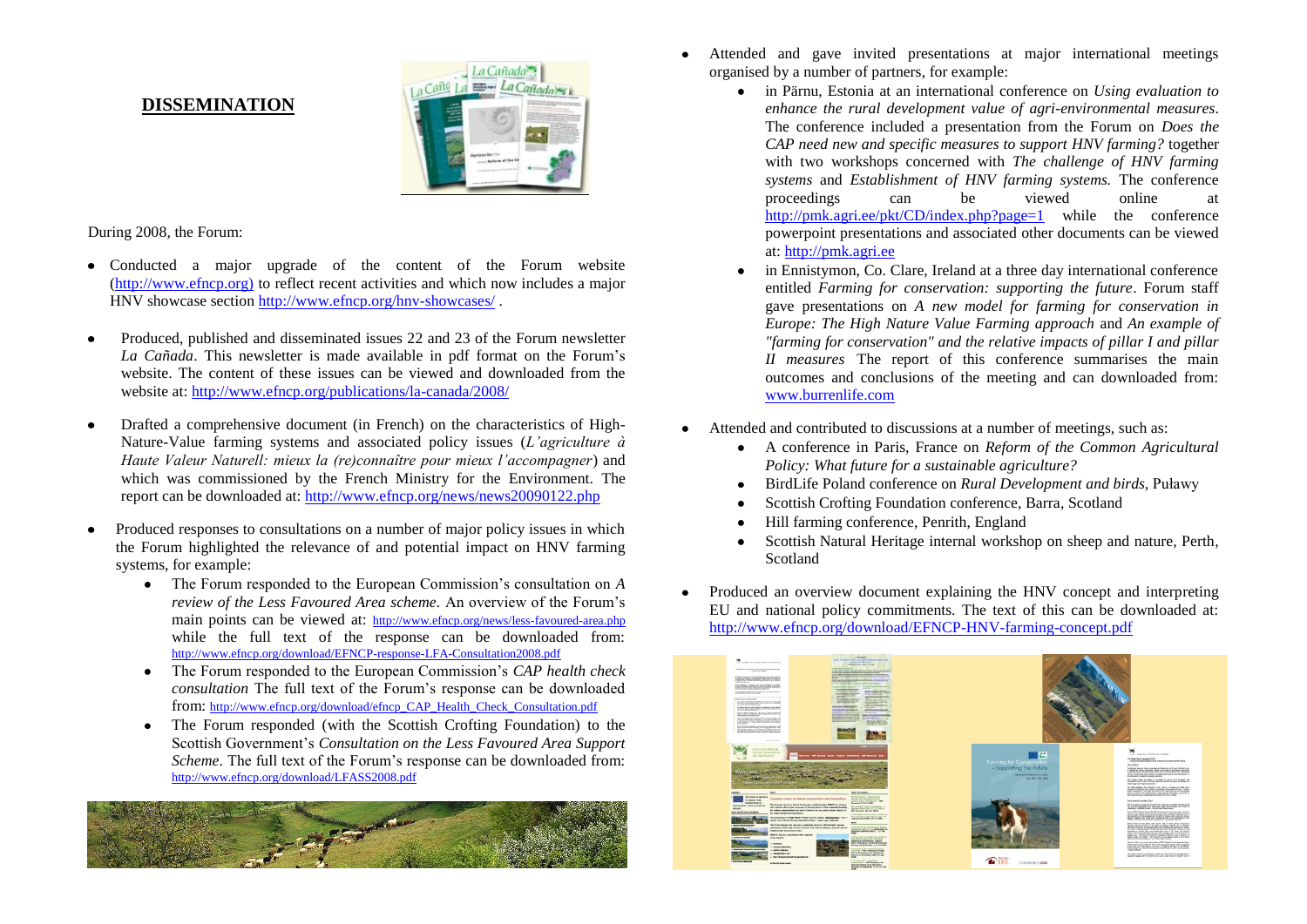## DISSEMINATION

During 2008, the Forum:

- Conducted a major upgrade of the content of the Forum website (http://www.efncp.org) to reflect recent activities and which now includes a major HNV showcase section http://www.efncp.org/hnv-showcases/ .
- Produced, published and disseminated issues 22 and 23 of the Forum newsletter *La Cañada*. This newsletter is made available in pdf format on the Forum's website. The content of these issues can be viewed and downloaded from the website at: http://www.efncp.org/publications/la-canada/2008/
- Drafted a comprehensive document (in French) on the characteristics of High-Nature-Value farming systems and associated policy issues (*L'agriculture à Haute Valeur Naturell: mieux la (re)connaître pour mieux l'accompagner*) and which was commissioned by the French Ministry for the Environment. The report can be downloaded at: http://www.efncp.org/news/news20090122.php
- Produced responses to consultations on a number of major policy issues in which the Forum highlighted the relevance of and potential impact on HNV farming systems, for example:
  - The Forum responded to the European Commission's consultation on *A review of the Less Favoured Area scheme*. An overview of the Forum's main points can be viewed at: http://www.efncp.org/news/less-favoured-area.php while the full text of the response can be downloaded from: http://www.efncp.org/download/EFNCP-response-LFA-Consultation2008.pdf
  - The Forum responded to the European Commission's *CAP health check consultation* The full text of the Forum's response can be downloaded from: http://www.efncp.org/download/efncp_CAP_Health_Check_Consultation.pdf
  - The Forum responded (with the Scottish Crofting Foundation) to the Scottish Government's *Consultation on the Less Favoured Area Support Scheme*. The full text of the Forum's response can be downloaded from: http://www.efncp.org/download/LFASS2008.pdf
- Attended and gave invited presentations at major international meetings organised by a number of partners, for example:
  - in Pärnu, Estonia at an international conference on *Using evaluation to enhance the rural development value of agri-environmental measures*. The conference included a presentation from the Forum on *Does the CAP need new and specific measures to support HNV farming?* together with two workshops concerned with *The challenge of HNV farming systems* and *Establishment of HNV farming systems.* The conference proceedings can be viewed online at http://pmk.agri.ee/pkt/CD/index.php?page=1 while the conference powerpoint presentations and associated other documents can be viewed at: http://pmk.agri.ee
  - in Ennistymon, Co. Clare, Ireland at a three day international conference entitled *Farming for conservation: supporting the future*. Forum staff gave presentations on *A new model for farming for conservation in Europe: The High Nature Value Farming approach* and *An example of "farming for conservation" and the relative impacts of pillar I and pillar II measures* The report of this conference summarises the main outcomes and conclusions of the meeting and can downloaded from: www.burrenlife.com
- Attended and contributed to discussions at a number of meetings, such as:
  - A conference in Paris, France on *Reform of the Common Agricultural Policy: What future for a sustainable agriculture?*
  - BirdLife Poland conference on *Rural Development and birds*, Puławy
  - Scottish Crofting Foundation conference, Barra, Scotland
  - Hill farming conference, Penrith, England
  - Scottish Natural Heritage internal workshop on sheep and nature, Perth, Scotland
- Produced an overview document explaining the HNV concept and interpreting EU and national policy commitments. The text of this can be downloaded at: http://www.efncp.org/download/EFNCP-HNV-farming-concept.pdf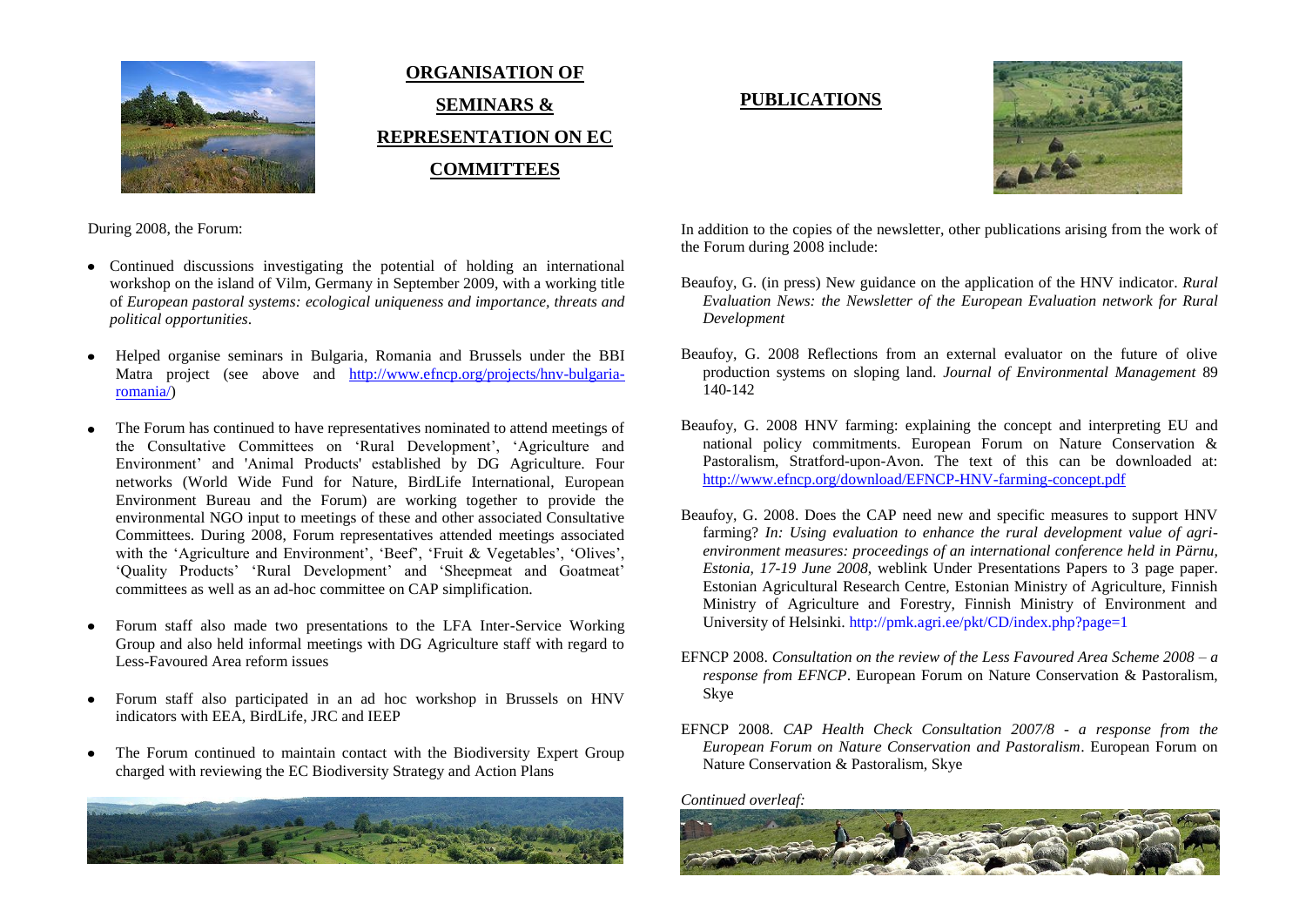## ORGANISATION OF SEMINARS & REPRESENTATION ON EC COMMITTEES

During 2008, the Forum:

- Continued discussions investigating the potential of holding an international workshop on the island of Vilm, Germany in September 2009, with a working title of *European pastoral systems: ecological uniqueness and importance, threats and political opportunities*.
- Helped organise seminars in Bulgaria, Romania and Brussels under the BBI Matra project (see above and http://www.efncp.org/projects/hnv-bulgaria-romania/)
- The Forum has continued to have representatives nominated to attend meetings of the Consultative Committees on 'Rural Development', 'Agriculture and Environment' and 'Animal Products' established by DG Agriculture. Four networks (World Wide Fund for Nature, BirdLife International, European Environment Bureau and the Forum) are working together to provide the environmental NGO input to meetings of these and other associated Consultative Committees. During 2008, Forum representatives attended meetings associated with the 'Agriculture and Environment', 'Beef', 'Fruit & Vegetables', 'Olives', 'Quality Products' 'Rural Development' and 'Sheepmeat and Goatmeat' committees as well as an ad-hoc committee on CAP simplification.
- Forum staff also made two presentations to the LFA Inter-Service Working Group and also held informal meetings with DG Agriculture staff with regard to Less-Favoured Area reform issues
- Forum staff also participated in an ad hoc workshop in Brussels on HNV indicators with EEA, BirdLife, JRC and IEEP
- The Forum continued to maintain contact with the Biodiversity Expert Group charged with reviewing the EC Biodiversity Strategy and Action Plans

## PUBLICATIONS

In addition to the copies of the newsletter, other publications arising from the work of the Forum during 2008 include:

Beaufoy, G. (in press) New guidance on the application of the HNV indicator. *Rural Evaluation News: the Newsletter of the European Evaluation network for Rural Development*

Beaufoy, G. 2008 Reflections from an external evaluator on the future of olive production systems on sloping land. *Journal of Environmental Management* 89 140-142

Beaufoy, G. 2008 HNV farming: explaining the concept and interpreting EU and national policy commitments. European Forum on Nature Conservation & Pastoralism, Stratford-upon-Avon. The text of this can be downloaded at: http://www.efncp.org/download/EFNCP-HNV-farming-concept.pdf

Beaufoy, G. 2008. Does the CAP need new and specific measures to support HNV farming? *In: Using evaluation to enhance the rural development value of agri-environment measures: proceedings of an international conference held in Pärnu, Estonia, 17-19 June 2008*, weblink Under Presentations Papers to 3 page paper. Estonian Agricultural Research Centre, Estonian Ministry of Agriculture, Finnish Ministry of Agriculture and Forestry, Finnish Ministry of Environment and University of Helsinki. http://pmk.agri.ee/pkt/CD/index.php?page=1

EFNCP 2008. *Consultation on the review of the Less Favoured Area Scheme 2008 – a response from EFNCP*. European Forum on Nature Conservation & Pastoralism, Skye

EFNCP 2008. *CAP Health Check Consultation 2007/8 - a response from the European Forum on Nature Conservation and Pastoralism*. European Forum on Nature Conservation & Pastoralism, Skye

*Continued overleaf:*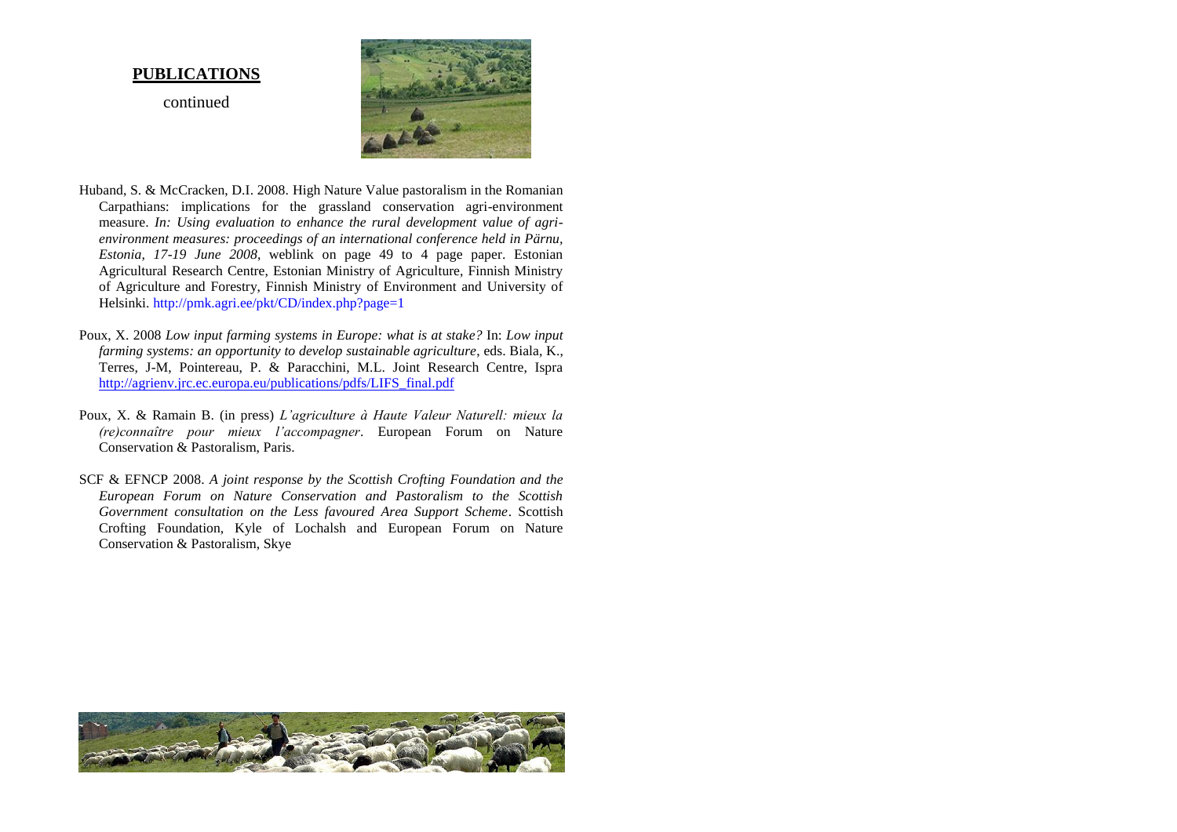## PUBLICATIONS

continued

Huband, S. & McCracken, D.I. 2008. High Nature Value pastoralism in the Romanian Carpathians: implications for the grassland conservation agri-environment measure. *In: Using evaluation to enhance the rural development value of agri-environment measures: proceedings of an international conference held in Pärnu, Estonia, 17-19 June 2008*, weblink on page 49 to 4 page paper. Estonian Agricultural Research Centre, Estonian Ministry of Agriculture, Finnish Ministry of Agriculture and Forestry, Finnish Ministry of Environment and University of Helsinki. http://pmk.agri.ee/pkt/CD/index.php?page=1

Poux, X. 2008 *Low input farming systems in Europe: what is at stake?* In: *Low input farming systems: an opportunity to develop sustainable agriculture*, eds. Biala, K., Terres, J-M, Pointereau, P. & Paracchini, M.L. Joint Research Centre, Ispra http://agrienv.jrc.ec.europa.eu/publications/pdfs/LIFS_final.pdf

Poux, X. & Ramain B. (in press) *L'agriculture à Haute Valeur Naturell: mieux la (re)connaître pour mieux l'accompagner*. European Forum on Nature Conservation & Pastoralism, Paris.

SCF & EFNCP 2008. *A joint response by the Scottish Crofting Foundation and the European Forum on Nature Conservation and Pastoralism to the Scottish Government consultation on the Less favoured Area Support Scheme*. Scottish Crofting Foundation, Kyle of Lochalsh and European Forum on Nature Conservation & Pastoralism, Skye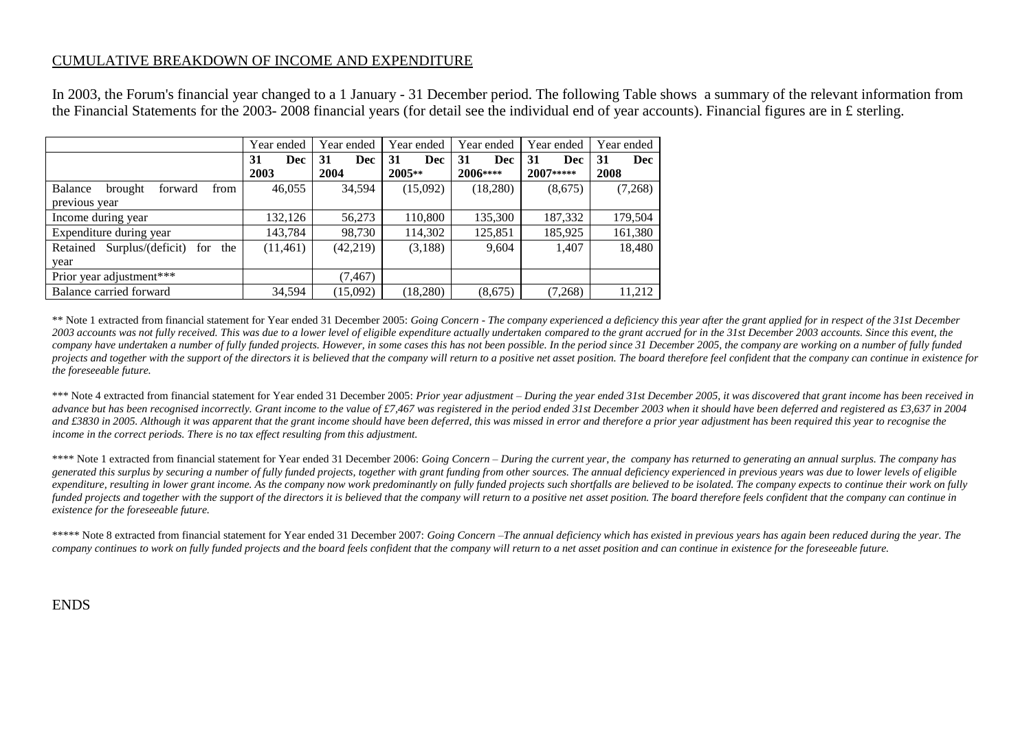## CUMULATIVE BREAKDOWN OF INCOME AND EXPENDITURE

In 2003, the Forum's financial year changed to a 1 January - 31 December period. The following Table shows a summary of the relevant information from the Financial Statements for the 2003- 2008 financial years (for detail see the individual end of year accounts). Financial figures are in £ sterling.

| | Year ended **31 Dec 2003** | Year ended **31 Dec 2004** | Year ended **31 Dec 2005**** | Year ended **31 Dec 2006****** | Year ended **31 Dec 2007******* | Year ended **31 Dec 2008** |
|---|---|---|---|---|---|---|
| Balance brought forward from previous year | 46,055 | 34,594 | (15,092) | (18,280) | (8,675) | (7,268) |
| Income during year | 132,126 | 56,273 | 110,800 | 135,300 | 187,332 | 179,504 |
| Expenditure during year | 143,784 | 98,730 | 114,302 | 125,851 | 185,925 | 161,380 |
| Retained Surplus/(deficit) for the year | (11,461) | (42,219) | (3,188) | 9,604 | 1,407 | 18,480 |
| Prior year adjustment*** | | (7,467) | | | | |
| Balance carried forward | 34,594 | (15,092) | (18,280) | (8,675) | (7,268) | 11,212 |

** Note 1 extracted from financial statement for Year ended 31 December 2005: *Going Concern - The company experienced a deficiency this year after the grant applied for in respect of the 31st December 2003 accounts was not fully received. This was due to a lower level of eligible expenditure actually undertaken compared to the grant accrued for in the 31st December 2003 accounts. Since this event, the company have undertaken a number of fully funded projects. However, in some cases this has not been possible. In the period since 31 December 2005, the company are working on a number of fully funded projects and together with the support of the directors it is believed that the company will return to a positive net asset position. The board therefore feel confident that the company can continue in existence for the foreseeable future.*

*** Note 4 extracted from financial statement for Year ended 31 December 2005: *Prior year adjustment – During the year ended 31st December 2005, it was discovered that grant income has been received in advance but has been recognised incorrectly. Grant income to the value of £7,467 was registered in the period ended 31st December 2003 when it should have been deferred and registered as £3,637 in 2004 and £3830 in 2005. Although it was apparent that the grant income should have been deferred, this was missed in error and therefore a prior year adjustment has been required this year to recognise the income in the correct periods. There is no tax effect resulting from this adjustment.*

**** Note 1 extracted from financial statement for Year ended 31 December 2006: *Going Concern – During the current year, the company has returned to generating an annual surplus. The company has generated this surplus by securing a number of fully funded projects, together with grant funding from other sources. The annual deficiency experienced in previous years was due to lower levels of eligible expenditure, resulting in lower grant income. As the company now work predominantly on fully funded projects such shortfalls are believed to be isolated. The company expects to continue their work on fully funded projects and together with the support of the directors it is believed that the company will return to a positive net asset position. The board therefore feels confident that the company can continue in existence for the foreseeable future.*

***** Note 8 extracted from financial statement for Year ended 31 December 2007: *Going Concern –The annual deficiency which has existed in previous years has again been reduced during the year. The company continues to work on fully funded projects and the board feels confident that the company will return to a net asset position and can continue in existence for the foreseeable future.*

ENDS